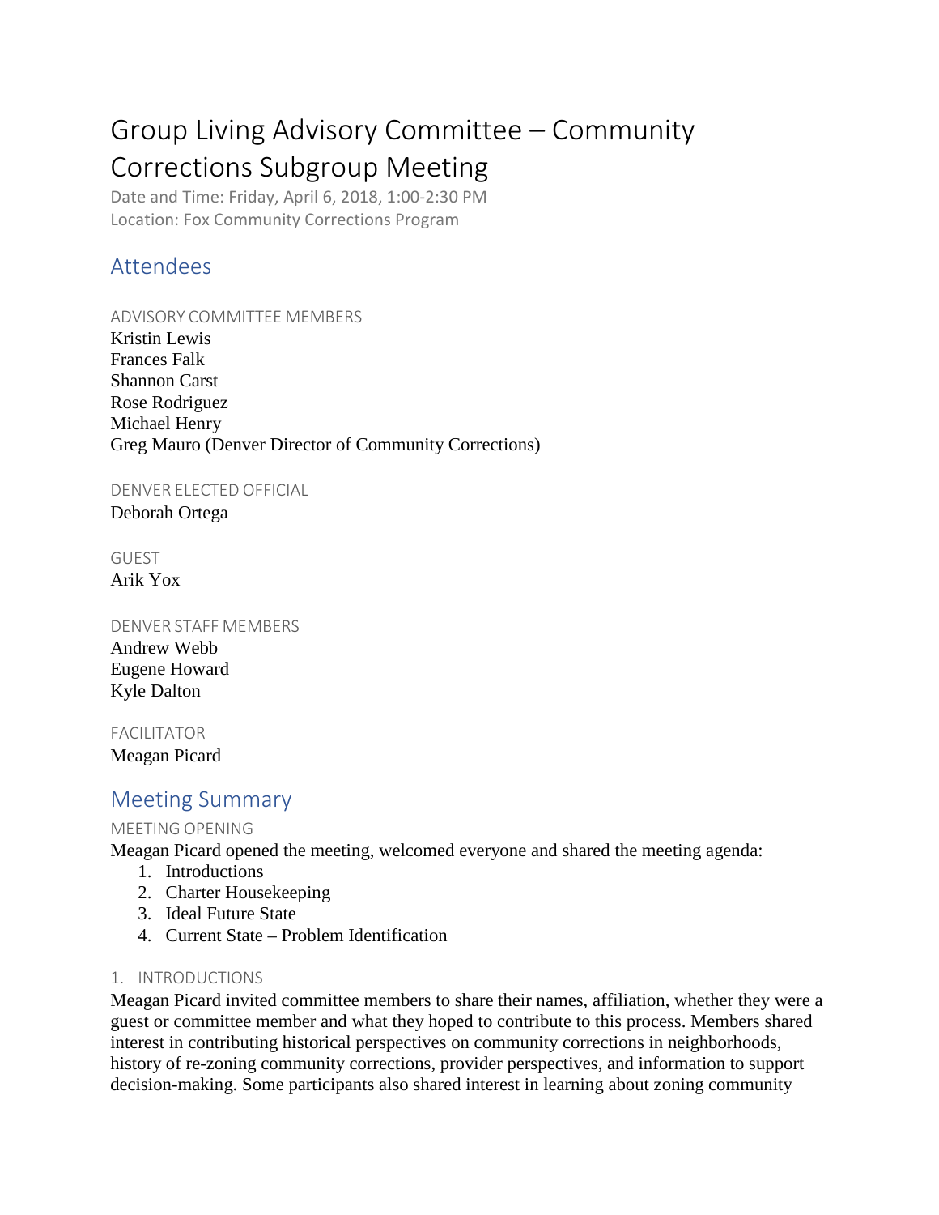# Group Living Advisory Committee – Community Corrections Subgroup Meeting

Date and Time: Friday, April 6, 2018, 1:00-2:30 PM
Location: Fox Community Corrections Program

## Attendees

### ADVISORY COMMITTEE MEMBERS

Kristin Lewis
Frances Falk
Shannon Carst
Rose Rodriguez
Michael Henry
Greg Mauro (Denver Director of Community Corrections)

### DENVER ELECTED OFFICIAL

Deborah Ortega

### GUEST

Arik Yox

### DENVER STAFF MEMBERS

Andrew Webb
Eugene Howard
Kyle Dalton

### FACILITATOR

Meagan Picard

## Meeting Summary

### MEETING OPENING

Meagan Picard opened the meeting, welcomed everyone and shared the meeting agenda:

1. Introductions
2. Charter Housekeeping
3. Ideal Future State
4. Current State – Problem Identification

### 1. INTRODUCTIONS

Meagan Picard invited committee members to share their names, affiliation, whether they were a guest or committee member and what they hoped to contribute to this process. Members shared interest in contributing historical perspectives on community corrections in neighborhoods, history of re-zoning community corrections, provider perspectives, and information to support decision-making. Some participants also shared interest in learning about zoning community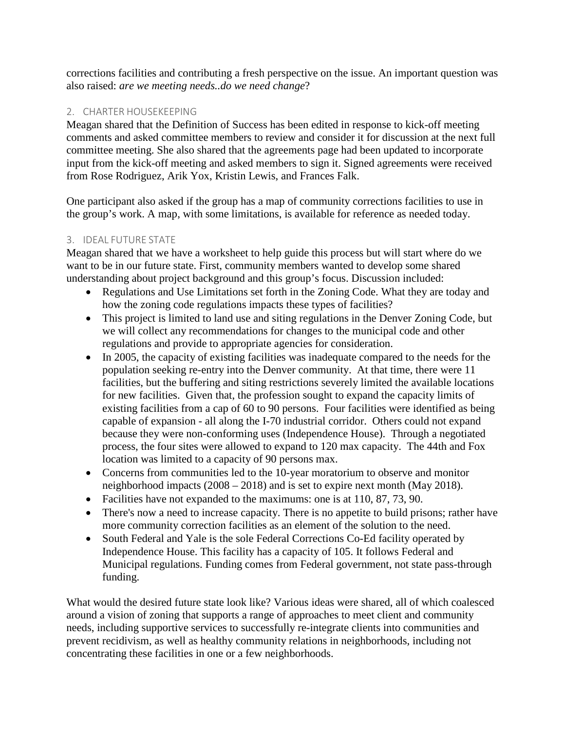corrections facilities and contributing a fresh perspective on the issue. An important question was also raised: *are we meeting needs..do we need change*?

## 2. CHARTER HOUSEKEEPING

Meagan shared that the Definition of Success has been edited in response to kick-off meeting comments and asked committee members to review and consider it for discussion at the next full committee meeting. She also shared that the agreements page had been updated to incorporate input from the kick-off meeting and asked members to sign it. Signed agreements were received from Rose Rodriguez, Arik Yox, Kristin Lewis, and Frances Falk.

One participant also asked if the group has a map of community corrections facilities to use in the group's work. A map, with some limitations, is available for reference as needed today.

## 3. IDEAL FUTURE STATE

Meagan shared that we have a worksheet to help guide this process but will start where do we want to be in our future state. First, community members wanted to develop some shared understanding about project background and this group's focus. Discussion included:

- Regulations and Use Limitations set forth in the Zoning Code. What they are today and how the zoning code regulations impacts these types of facilities?
- This project is limited to land use and siting regulations in the Denver Zoning Code, but we will collect any recommendations for changes to the municipal code and other regulations and provide to appropriate agencies for consideration.
- In 2005, the capacity of existing facilities was inadequate compared to the needs for the population seeking re-entry into the Denver community. At that time, there were 11 facilities, but the buffering and siting restrictions severely limited the available locations for new facilities. Given that, the profession sought to expand the capacity limits of existing facilities from a cap of 60 to 90 persons. Four facilities were identified as being capable of expansion - all along the I-70 industrial corridor. Others could not expand because they were non-conforming uses (Independence House). Through a negotiated process, the four sites were allowed to expand to 120 max capacity. The 44th and Fox location was limited to a capacity of 90 persons max.
- Concerns from communities led to the 10-year moratorium to observe and monitor neighborhood impacts (2008 – 2018) and is set to expire next month (May 2018).
- Facilities have not expanded to the maximums: one is at 110, 87, 73, 90.
- There's now a need to increase capacity. There is no appetite to build prisons; rather have more community correction facilities as an element of the solution to the need.
- South Federal and Yale is the sole Federal Corrections Co-Ed facility operated by Independence House. This facility has a capacity of 105. It follows Federal and Municipal regulations. Funding comes from Federal government, not state pass-through funding.

What would the desired future state look like? Various ideas were shared, all of which coalesced around a vision of zoning that supports a range of approaches to meet client and community needs, including supportive services to successfully re-integrate clients into communities and prevent recidivism, as well as healthy community relations in neighborhoods, including not concentrating these facilities in one or a few neighborhoods.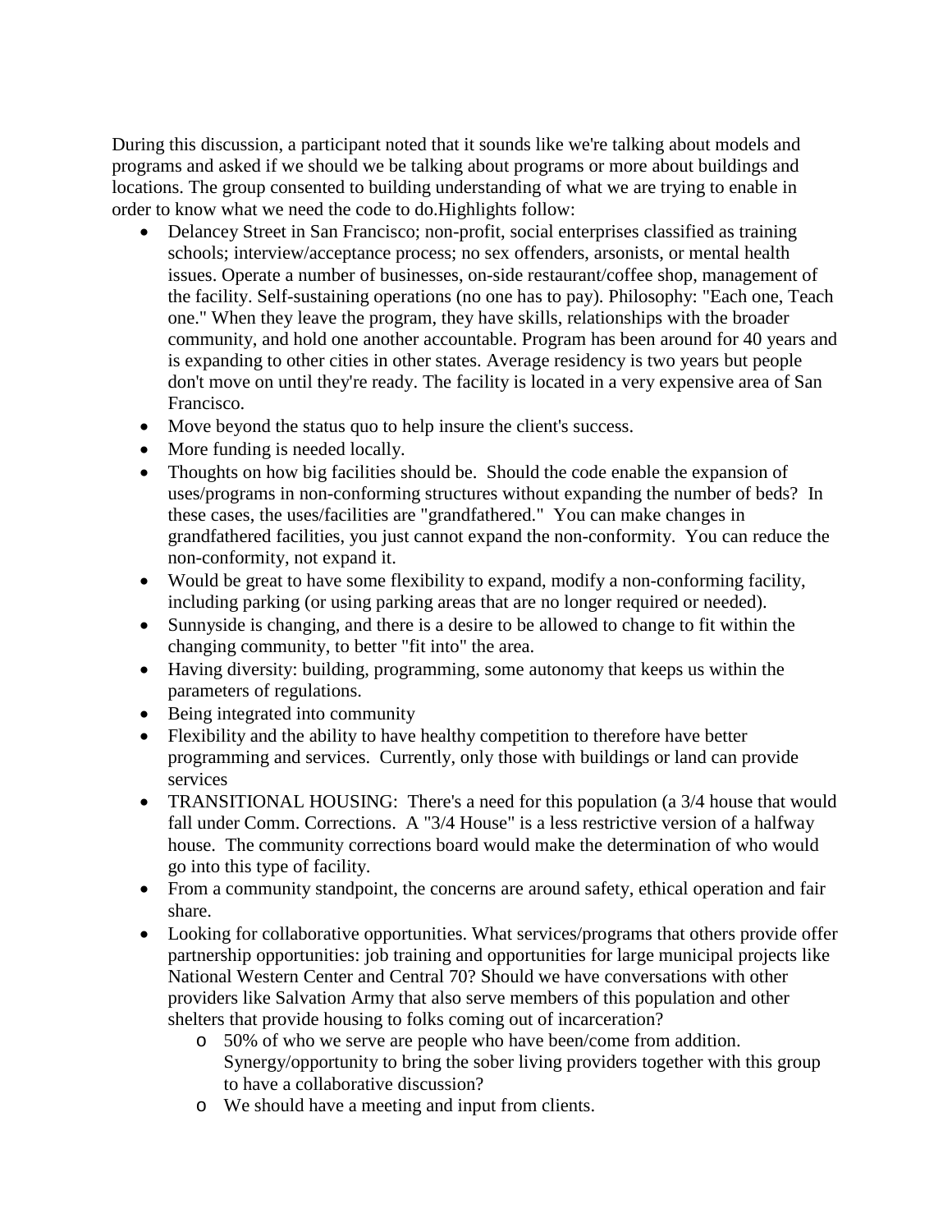During this discussion, a participant noted that it sounds like we're talking about models and programs and asked if we should we be talking about programs or more about buildings and locations. The group consented to building understanding of what we are trying to enable in order to know what we need the code to do.Highlights follow:

- Delancey Street in San Francisco; non-profit, social enterprises classified as training schools; interview/acceptance process; no sex offenders, arsonists, or mental health issues. Operate a number of businesses, on-side restaurant/coffee shop, management of the facility. Self-sustaining operations (no one has to pay). Philosophy: "Each one, Teach one." When they leave the program, they have skills, relationships with the broader community, and hold one another accountable. Program has been around for 40 years and is expanding to other cities in other states. Average residency is two years but people don't move on until they're ready. The facility is located in a very expensive area of San Francisco.
- Move beyond the status quo to help insure the client's success.
- More funding is needed locally.
- Thoughts on how big facilities should be. Should the code enable the expansion of uses/programs in non-conforming structures without expanding the number of beds? In these cases, the uses/facilities are "grandfathered." You can make changes in grandfathered facilities, you just cannot expand the non-conformity. You can reduce the non-conformity, not expand it.
- Would be great to have some flexibility to expand, modify a non-conforming facility, including parking (or using parking areas that are no longer required or needed).
- Sunnyside is changing, and there is a desire to be allowed to change to fit within the changing community, to better "fit into" the area.
- Having diversity: building, programming, some autonomy that keeps us within the parameters of regulations.
- Being integrated into community
- Flexibility and the ability to have healthy competition to therefore have better programming and services. Currently, only those with buildings or land can provide services
- TRANSITIONAL HOUSING: There's a need for this population (a 3/4 house that would fall under Comm. Corrections. A "3/4 House" is a less restrictive version of a halfway house. The community corrections board would make the determination of who would go into this type of facility.
- From a community standpoint, the concerns are around safety, ethical operation and fair share.
- Looking for collaborative opportunities. What services/programs that others provide offer partnership opportunities: job training and opportunities for large municipal projects like National Western Center and Central 70? Should we have conversations with other providers like Salvation Army that also serve members of this population and other shelters that provide housing to folks coming out of incarceration?
  - 50% of who we serve are people who have been/come from addition. Synergy/opportunity to bring the sober living providers together with this group to have a collaborative discussion?
  - We should have a meeting and input from clients.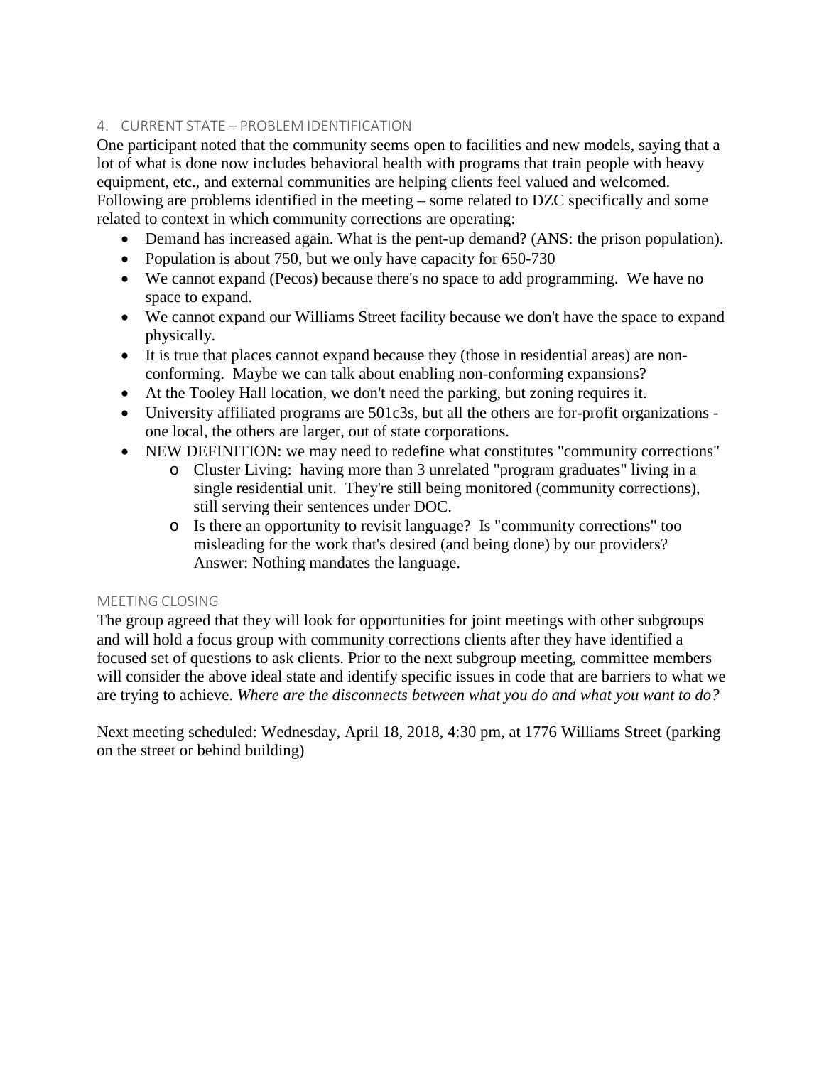## 4. CURRENT STATE – PROBLEM IDENTIFICATION

One participant noted that the community seems open to facilities and new models, saying that a lot of what is done now includes behavioral health with programs that train people with heavy equipment, etc., and external communities are helping clients feel valued and welcomed. Following are problems identified in the meeting – some related to DZC specifically and some related to context in which community corrections are operating:

- Demand has increased again. What is the pent-up demand? (ANS: the prison population).
- Population is about 750, but we only have capacity for 650-730
- We cannot expand (Pecos) because there's no space to add programming. We have no space to expand.
- We cannot expand our Williams Street facility because we don't have the space to expand physically.
- It is true that places cannot expand because they (those in residential areas) are non-conforming. Maybe we can talk about enabling non-conforming expansions?
- At the Tooley Hall location, we don't need the parking, but zoning requires it.
- University affiliated programs are 501c3s, but all the others are for-profit organizations - one local, the others are larger, out of state corporations.
- NEW DEFINITION: we may need to redefine what constitutes "community corrections"
    - Cluster Living: having more than 3 unrelated "program graduates" living in a single residential unit. They're still being monitored (community corrections), still serving their sentences under DOC.
    - Is there an opportunity to revisit language? Is "community corrections" too misleading for the work that's desired (and being done) by our providers? Answer: Nothing mandates the language.

## MEETING CLOSING

The group agreed that they will look for opportunities for joint meetings with other subgroups and will hold a focus group with community corrections clients after they have identified a focused set of questions to ask clients. Prior to the next subgroup meeting, committee members will consider the above ideal state and identify specific issues in code that are barriers to what we are trying to achieve. *Where are the disconnects between what you do and what you want to do?*

Next meeting scheduled: Wednesday, April 18, 2018, 4:30 pm, at 1776 Williams Street (parking on the street or behind building)